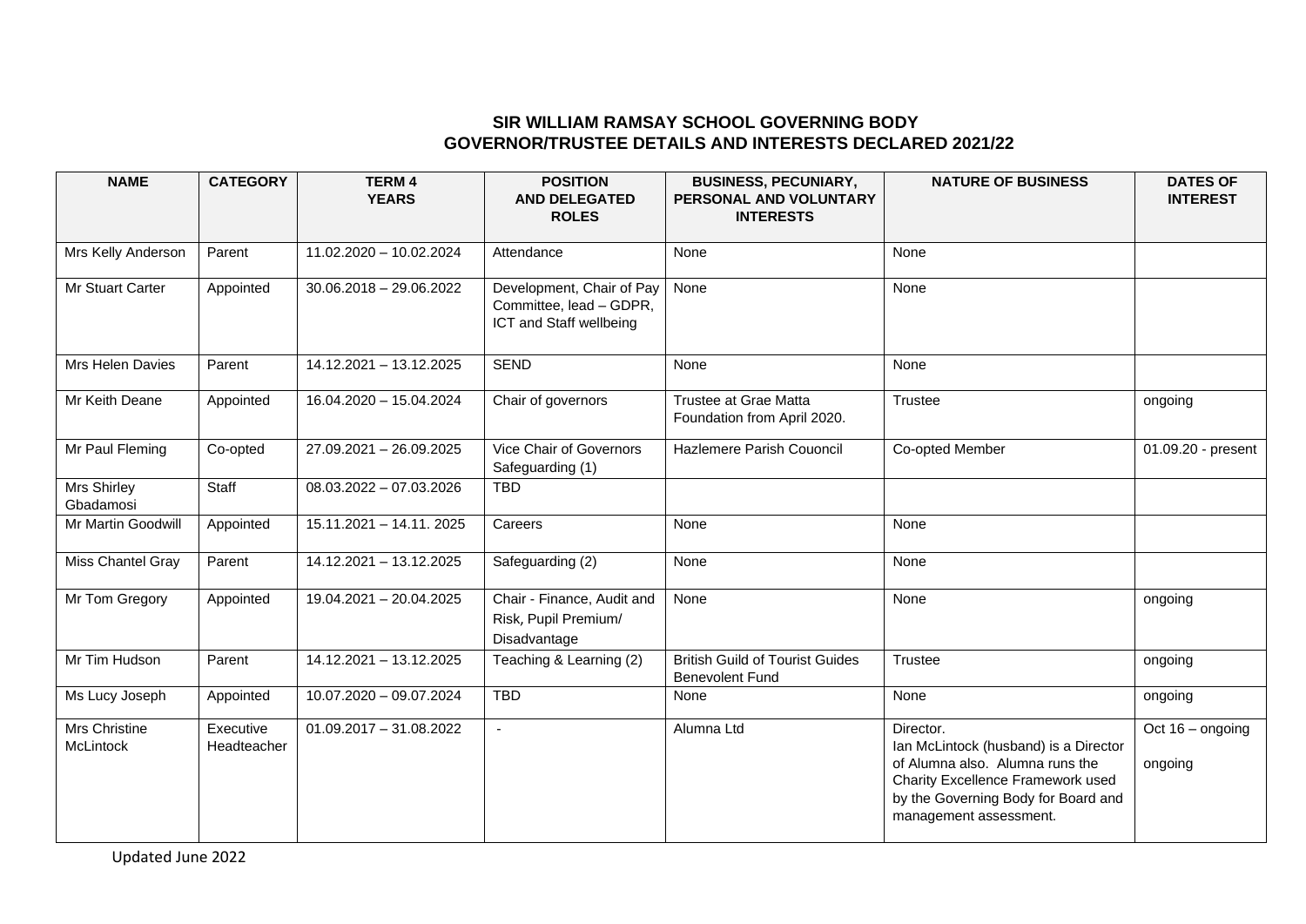## SIR WILLIAM RAMSAY SCHOOL GOVERNING BODY
## GOVERNOR/TRUSTEE DETAILS AND INTERESTS DECLARED 2021/22

| NAME | CATEGORY | TERM 4 YEARS | POSITION AND DELEGATED ROLES | BUSINESS, PECUNIARY, PERSONAL AND VOLUNTARY INTERESTS | NATURE OF BUSINESS | DATES OF INTEREST |
|---|---|---|---|---|---|---|
| Mrs Kelly Anderson | Parent | 11.02.2020 – 10.02.2024 | Attendance | None | None | |
| Mr Stuart Carter | Appointed | 30.06.2018 – 29.06.2022 | Development, Chair of Pay Committee, lead – GDPR, ICT and Staff wellbeing | None | None | |
| Mrs Helen Davies | Parent | 14.12.2021 – 13.12.2025 | SEND | None | None | |
| Mr Keith Deane | Appointed | 16.04.2020 – 15.04.2024 | Chair of governors | Trustee at Grae Matta Foundation from April 2020. | Trustee | ongoing |
| Mr Paul Fleming | Co-opted | 27.09.2021 – 26.09.2025 | Vice Chair of Governors Safeguarding (1) | Hazlemere Parish Couoncil | Co-opted Member | 01.09.20 - present |
| Mrs Shirley Gbadamosi | Staff | 08.03.2022 – 07.03.2026 | TBD | | | |
| Mr Martin Goodwill | Appointed | 15.11.2021 – 14.11. 2025 | Careers | None | None | |
| Miss Chantel Gray | Parent | 14.12.2021 – 13.12.2025 | Safeguarding (2) | None | None | |
| Mr Tom Gregory | Appointed | 19.04.2021 – 20.04.2025 | Chair - Finance, Audit and Risk, Pupil Premium/ Disadvantage | None | None | ongoing |
| Mr Tim Hudson | Parent | 14.12.2021 – 13.12.2025 | Teaching & Learning (2) | British Guild of Tourist Guides Benevolent Fund | Trustee | ongoing |
| Ms Lucy Joseph | Appointed | 10.07.2020 – 09.07.2024 | TBD | None | None | ongoing |
| Mrs Christine McLintock | Executive Headteacher | 01.09.2017 – 31.08.2022 | - | Alumna Ltd | Director. Ian McLintock (husband) is a Director of Alumna also. Alumna runs the Charity Excellence Framework used by the Governing Body for Board and management assessment. | Oct 16 – ongoing<br>ongoing |

Updated June 2022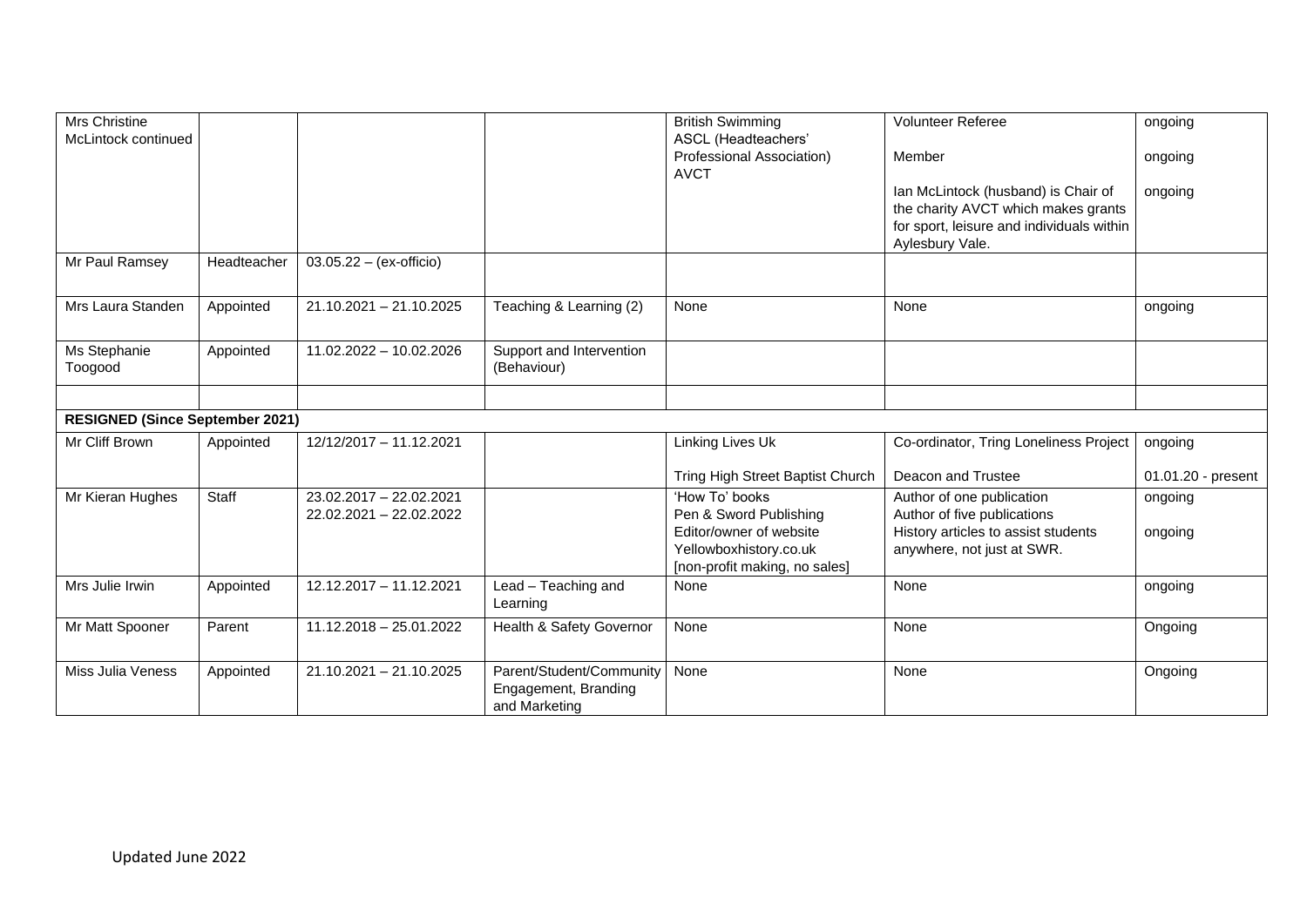| | | | | | | |
|---|---|---|---|---|---|---|
| Mrs Christine McLintock continued | | | | British Swimming<br>ASCL (Headteachers' Professional Association)<br>AVCT | Volunteer Referee<br><br>Member<br><br>Ian McLintock (husband) is Chair of the charity AVCT which makes grants for sport, leisure and individuals within Aylesbury Vale. | ongoing<br><br>ongoing<br><br>ongoing |
| Mr Paul Ramsey | Headteacher | 03.05.22 – (ex-officio) | | | | |
| Mrs Laura Standen | Appointed | 21.10.2021 – 21.10.2025 | Teaching & Learning (2) | None | None | ongoing |
| Ms Stephanie Toogood | Appointed | 11.02.2022 – 10.02.2026 | Support and Intervention (Behaviour) | | | |
| | | | | | | |
| **RESIGNED (Since September 2021)** | | | | | | |
| Mr Cliff Brown | Appointed | 12/12/2017 – 11.12.2021 | | Linking Lives Uk<br><br>Tring High Street Baptist Church | Co-ordinator, Tring Loneliness Project<br><br>Deacon and Trustee | ongoing<br><br>01.01.20 - present |
| Mr Kieran Hughes | Staff | 23.02.2017 – 22.02.2021<br>22.02.2021 – 22.02.2022 | | 'How To' books<br>Pen & Sword Publishing<br>Editor/owner of website Yellowboxhistory.co.uk<br>[non-profit making, no sales] | Author of one publication<br>Author of five publications<br>History articles to assist students anywhere, not just at SWR. | ongoing<br><br>ongoing |
| Mrs Julie Irwin | Appointed | 12.12.2017 – 11.12.2021 | Lead – Teaching and Learning | None | None | ongoing |
| Mr Matt Spooner | Parent | 11.12.2018 – 25.01.2022 | Health & Safety Governor | None | None | Ongoing |
| Miss Julia Veness | Appointed | 21.10.2021 – 21.10.2025 | Parent/Student/Community Engagement, Branding and Marketing | None | None | Ongoing |

Updated June 2022